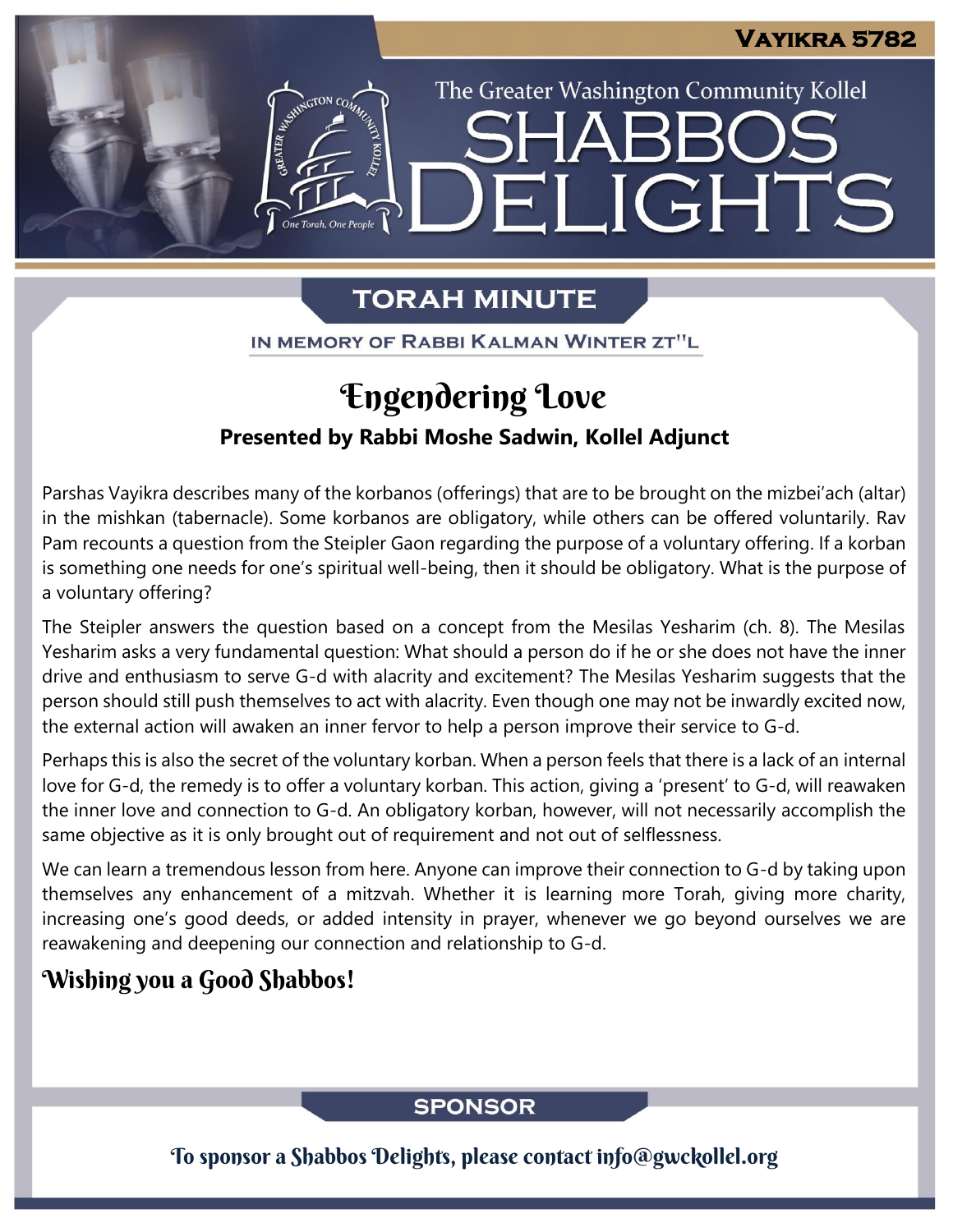Vayikra 5782

The Greater Washington Community Kollel

# Shabbos Delights

## Torah Minute

In memory of Rabbi Kalman Winter zt"l

# Engendering Love

**Presented by Rabbi Moshe Sadwin, Kollel Adjunct**

Parshas Vayikra describes many of the korbanos (offerings) that are to be brought on the mizbei'ach (altar) in the mishkan (tabernacle). Some korbanos are obligatory, while others can be offered voluntarily. Rav Pam recounts a question from the Steipler Gaon regarding the purpose of a voluntary offering. If a korban is something one needs for one's spiritual well-being, then it should be obligatory. What is the purpose of a voluntary offering?

The Steipler answers the question based on a concept from the Mesilas Yesharim (ch. 8). The Mesilas Yesharim asks a very fundamental question: What should a person do if he or she does not have the inner drive and enthusiasm to serve G-d with alacrity and excitement? The Mesilas Yesharim suggests that the person should still push themselves to act with alacrity. Even though one may not be inwardly excited now, the external action will awaken an inner fervor to help a person improve their service to G-d.

Perhaps this is also the secret of the voluntary korban. When a person feels that there is a lack of an internal love for G-d, the remedy is to offer a voluntary korban. This action, giving a 'present' to G-d, will reawaken the inner love and connection to G-d. An obligatory korban, however, will not necessarily accomplish the same objective as it is only brought out of requirement and not out of selflessness.

We can learn a tremendous lesson from here. Anyone can improve their connection to G-d by taking upon themselves any enhancement of a mitzvah. Whether it is learning more Torah, giving more charity, increasing one's good deeds, or added intensity in prayer, whenever we go beyond ourselves we are reawakening and deepening our connection and relationship to G-d.

**Wishing you a Good Shabbos!**

## Sponsor

To sponsor a Shabbos Delights, please contact info@gwckollel.org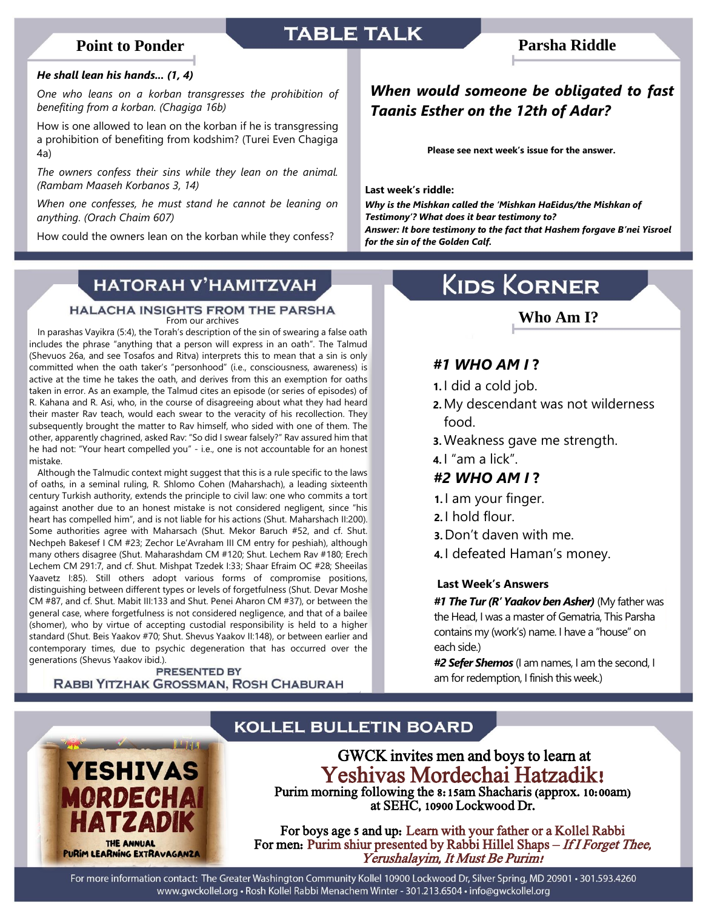# TABLE TALK

## Point to Ponder

***He shall lean his hands... (1, 4)***

*One who leans on a korban transgresses the prohibition of benefiting from a korban. (Chagiga 16b)*

How is one allowed to lean on the korban if he is transgressing a prohibition of benefiting from kodshim? (Turei Even Chagiga 4a)

*The owners confess their sins while they lean on the animal. (Rambam Maaseh Korbanos 3, 14)*

*When one confesses, he must stand he cannot be leaning on anything. (Orach Chaim 607)*

How could the owners lean on the korban while they confess?

## Parsha Riddle

***When would someone be obligated to fast Taanis Esther on the 12th of Adar?***

**Please see next week's issue for the answer.**

**Last week's riddle:**

***Why is the Mishkan called the 'Mishkan HaEidus/the Mishkan of Testimony'? What does it bear testimony to?***

***Answer: It bore testimony to the fact that Hashem forgave B'nei Yisroel for the sin of the Golden Calf.***

# HATORAH V'HAMITZVAH

## HALACHA INSIGHTS FROM THE PARSHA

From our archives

In parashas Vayikra (5:4), the Torah's description of the sin of swearing a false oath includes the phrase "anything that a person will express in an oath". The Talmud (Shevuos 26a, and see Tosafos and Ritva) interprets this to mean that a sin is only committed when the oath taker's "personhood" (i.e., consciousness, awareness) is active at the time he takes the oath, and derives from this an exemption for oaths taken in error. As an example, the Talmud cites an episode (or series of episodes) of R. Kahana and R. Asi, who, in the course of disagreeing about what they had heard their master Rav teach, would each swear to the veracity of his recollection. They subsequently brought the matter to Rav himself, who sided with one of them. The other, apparently chagrined, asked Rav: "So did I swear falsely?" Rav assured him that he had not: "Your heart compelled you" - i.e., one is not accountable for an honest mistake.

Although the Talmudic context might suggest that this is a rule specific to the laws of oaths, in a seminal ruling, R. Shlomo Cohen (Maharsach), a leading sixteenth century Turkish authority, extends the principle to civil law: one who commits a tort against another due to an honest mistake is not considered negligent, since "his heart has compelled him", and is not liable for his actions (Shut. Maharshach II:200). Some authorities agree with Maharsach (Shut. Mekor Baruch #52, and cf. Shut. Nechpeh Bakesef I CM #23; Zechor Le'Avraham III CM entry for peshiah), although many others disagree (Shut. Maharashdam CM #120; Shut. Lechem Rav #180; Erech Lechem CM 291:7, and cf. Shut. Mishpat Tzedek I:33; Shaar Efraim OC #28; Sheeilas Yaavetz I:85). Still others adopt various forms of compromise positions, distinguishing between different types or levels of forgetfulness (Shut. Devar Moshe CM #87, and cf. Shut. Mabit III:133 and Shut. Penei Aharon CM #37), or between the general case, where forgetfulness is not considered negligence, and that of a bailee (shomer), who by virtue of accepting custodial responsibility is held to a higher standard (Shut. Beis Yaakov #70; Shut. Shevus Yaakov II:148), or between earlier and contemporary times, due to psychic degeneration that has occurred over the generations (Shevus Yaakov ibid.).

PRESENTED BY
RABBI YITZHAK GROSSMAN, ROSH CHABURAH

# KIDS KORNER

## Who Am I?

### *#1 WHO AM I?*

1. I did a cold job.
2. My descendant was not wilderness food.
3. Weakness gave me strength.
4. I "am a lick".

### *#2 WHO AM I?*

1. I am your finger.
2. I hold flour.
3. Don't daven with me.
4. I defeated Haman's money.

**Last Week's Answers**

***#1 The Tur (R' Yaakov ben Asher)*** (My father was the Head, I was a master of Gematria, This Parsha contains my (work's) name. I have a "house" on each side.)

***#2 Sefer Shemos*** (I am names, I am the second, I am for redemption, I finish this week.)

# KOLLEL BULLETIN BOARD

YESHIVAS MORDECHAI HATZADIK
THE ANNUAL PURIM LEARNING EXTRAVAGANZA

GWCK invites men and boys to learn at
**Yeshivas Mordechai Hatzadik!**
Purim morning following the 8:15am Shacharis (approx. 10:00am)
at SEHC, 10900 Lockwood Dr.

For boys age 5 and up: Learn with your father or a Kollel Rabbi
For men: Purim shiur presented by Rabbi Hillel Shaps – *If I Forget Thee, Yerushalayim, It Must Be Purim!*

For more information contact: The Greater Washington Community Kollel 10900 Lockwood Dr, Silver Spring, MD 20901 • 301.593.4260
www.gwckollel.org • Rosh Kollel Rabbi Menachem Winter - 301.213.6504 • info@gwckollel.org